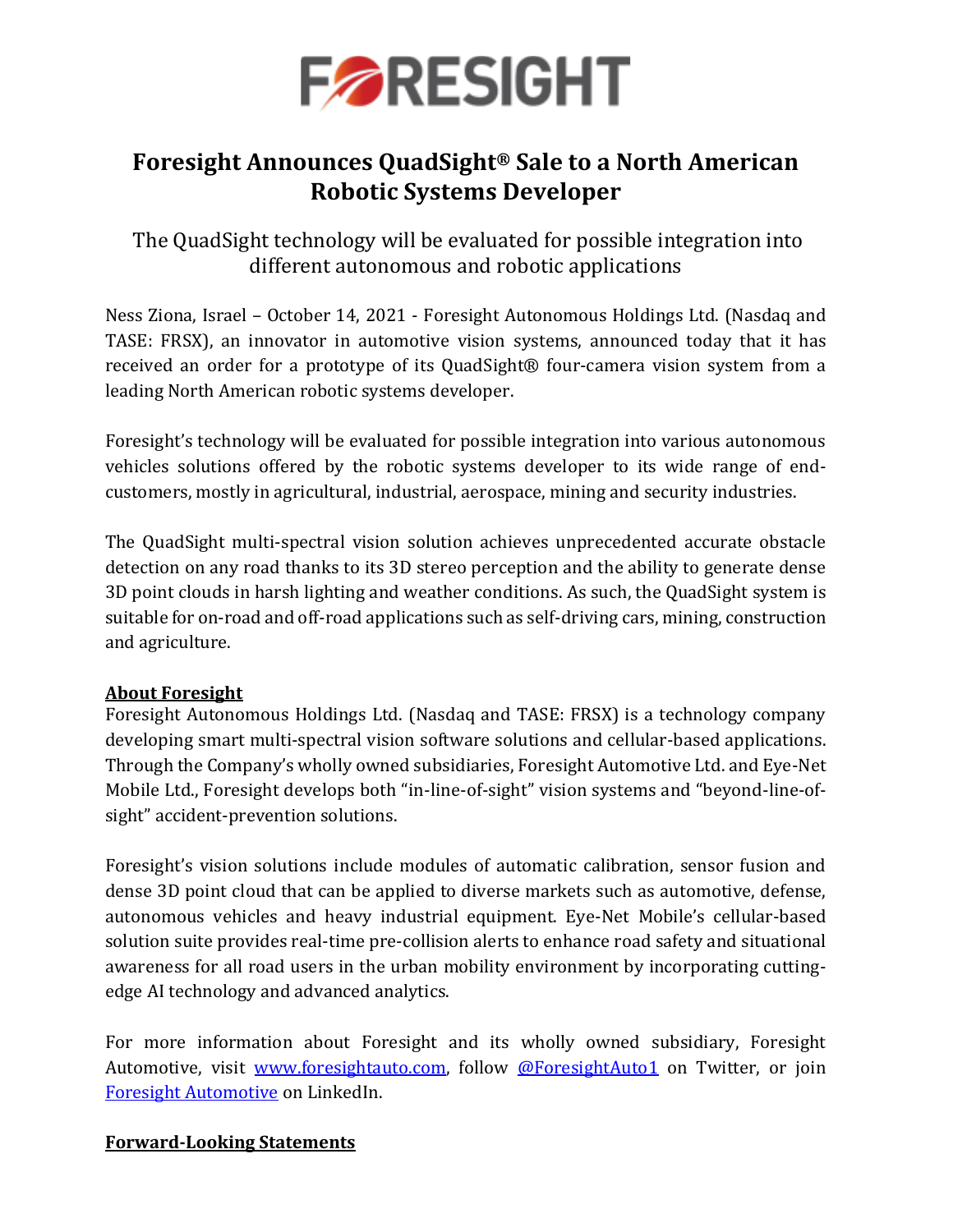# Foresight Announces QuadSight® Sale to a North American Robotic Systems Developer

## The QuadSight technology will be evaluated for possible integration into different autonomous and robotic applications

Ness Ziona, Israel – October 14, 2021 - Foresight Autonomous Holdings Ltd. (Nasdaq and TASE: FRSX), an innovator in automotive vision systems, announced today that it has received an order for a prototype of its QuadSight® four-camera vision system from a leading North American robotic systems developer.

Foresight's technology will be evaluated for possible integration into various autonomous vehicles solutions offered by the robotic systems developer to its wide range of end-customers, mostly in agricultural, industrial, aerospace, mining and security industries.

The QuadSight multi-spectral vision solution achieves unprecedented accurate obstacle detection on any road thanks to its 3D stereo perception and the ability to generate dense 3D point clouds in harsh lighting and weather conditions. As such, the QuadSight system is suitable for on-road and off-road applications such as self-driving cars, mining, construction and agriculture.

**About Foresight**

Foresight Autonomous Holdings Ltd. (Nasdaq and TASE: FRSX) is a technology company developing smart multi-spectral vision software solutions and cellular-based applications. Through the Company's wholly owned subsidiaries, Foresight Automotive Ltd. and Eye-Net Mobile Ltd., Foresight develops both "in-line-of-sight" vision systems and "beyond-line-of-sight" accident-prevention solutions.

Foresight's vision solutions include modules of automatic calibration, sensor fusion and dense 3D point cloud that can be applied to diverse markets such as automotive, defense, autonomous vehicles and heavy industrial equipment. Eye-Net Mobile's cellular-based solution suite provides real-time pre-collision alerts to enhance road safety and situational awareness for all road users in the urban mobility environment by incorporating cutting-edge AI technology and advanced analytics.

For more information about Foresight and its wholly owned subsidiary, Foresight Automotive, visit [www.foresightauto.com](www.foresightauto.com), follow @ForesightAuto1 on Twitter, or join Foresight Automotive on LinkedIn.

**Forward-Looking Statements**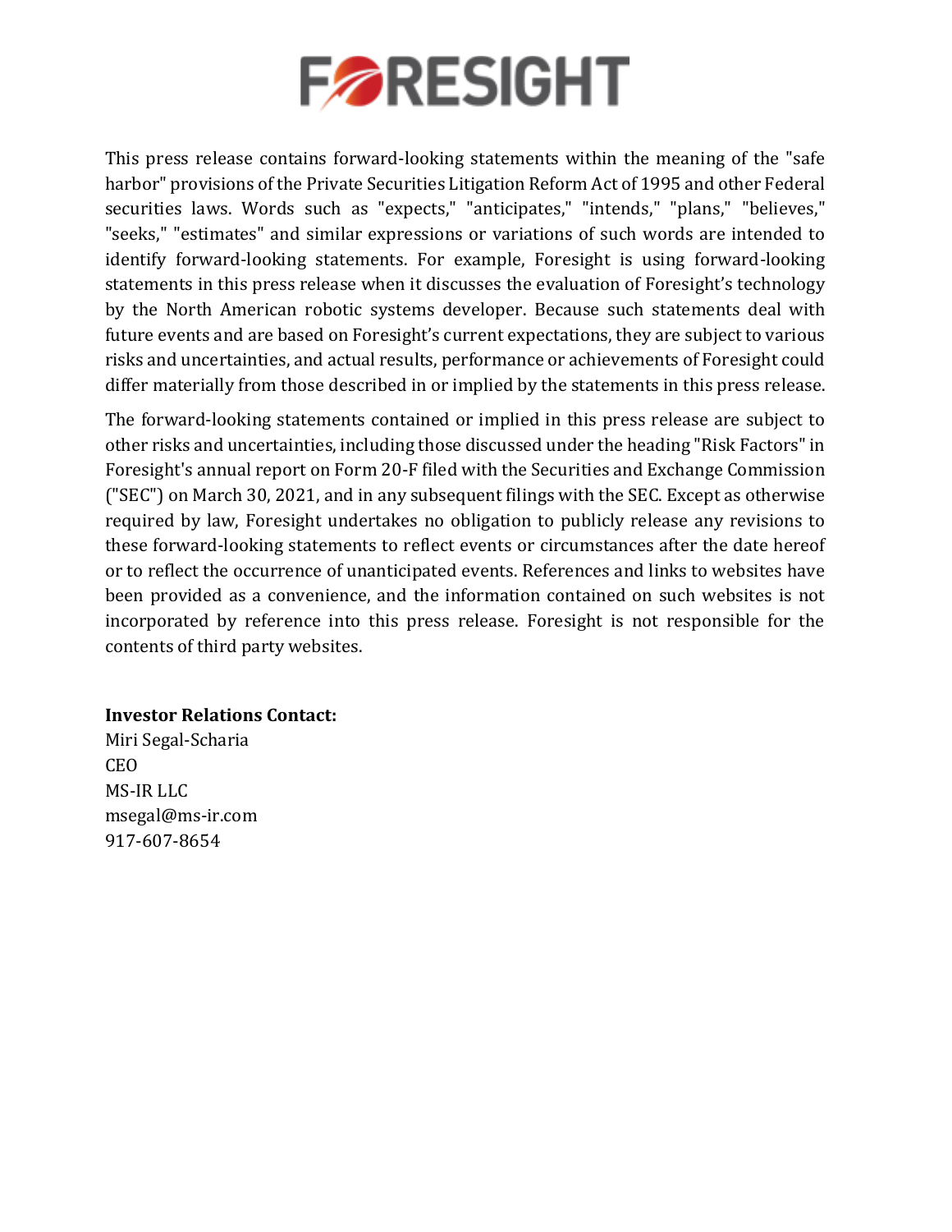This press release contains forward-looking statements within the meaning of the "safe harbor" provisions of the Private Securities Litigation Reform Act of 1995 and other Federal securities laws. Words such as "expects," "anticipates," "intends," "plans," "believes," "seeks," "estimates" and similar expressions or variations of such words are intended to identify forward-looking statements. For example, Foresight is using forward-looking statements in this press release when it discusses the evaluation of Foresight's technology by the North American robotic systems developer. Because such statements deal with future events and are based on Foresight's current expectations, they are subject to various risks and uncertainties, and actual results, performance or achievements of Foresight could differ materially from those described in or implied by the statements in this press release.

The forward-looking statements contained or implied in this press release are subject to other risks and uncertainties, including those discussed under the heading "Risk Factors" in Foresight's annual report on Form 20-F filed with the Securities and Exchange Commission ("SEC") on March 30, 2021, and in any subsequent filings with the SEC. Except as otherwise required by law, Foresight undertakes no obligation to publicly release any revisions to these forward-looking statements to reflect events or circumstances after the date hereof or to reflect the occurrence of unanticipated events. References and links to websites have been provided as a convenience, and the information contained on such websites is not incorporated by reference into this press release. Foresight is not responsible for the contents of third party websites.

**Investor Relations Contact:**
Miri Segal-Scharia
CEO
MS-IR LLC
msegal@ms-ir.com
917-607-8654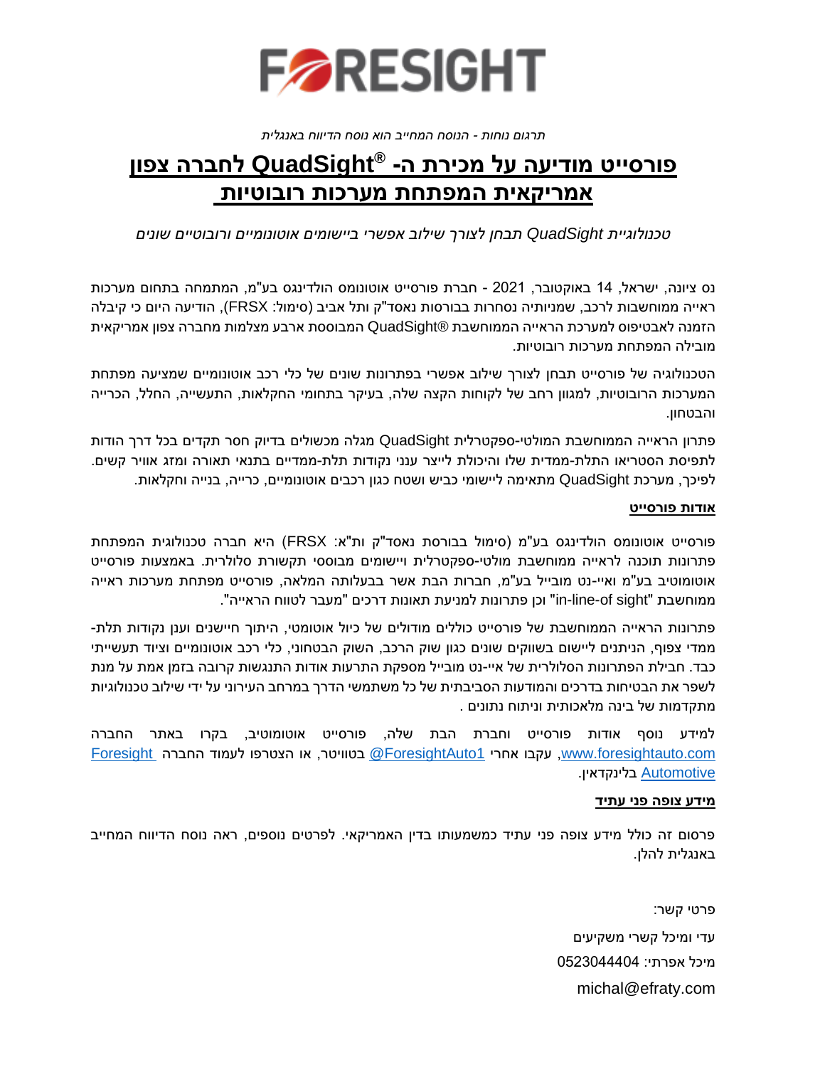FORESIGHT

*תרגום נוחות - הנוסח המחייב הוא נוסח הדיווח באנגלית*

# פורסייט מודיעה על מכירת ה- QuadSight® לחברה צפון אמריקאית המפתחת מערכות רובוטיות

*טכנולוגיית QuadSight תבחן לצורך שילוב אפשרי ביישומים אוטונומיים ורובוטיים שונים*

נס ציונה, ישראל, 14 באוקטובר, 2021 - חברת פורסייט אוטונומס הולדינגס בע"מ, המתמחה בתחום מערכות ראייה ממוחשבות לרכב, שמניותיה נסחרות בבורסות נאסד"ק ותל אביב (סימול: FRSX), הודיעה היום כי קיבלה הזמנה לאבטיפוס למערכת הראייה הממוחשבת QuadSight® המבוססת ארבע מצלמות מחברה צפון אמריקאית מובילה המפתחת מערכות רובוטיות.

הטכנולוגיה של פורסייט תבחן לצורך שילוב אפשרי בפתרונות שונים של כלי רכב אוטונומיים שמציעה מפתחת המערכות הרובוטיות, למגוון רחב של לקוחות הקצה שלה, בעיקר בתחומי החקלאות, התעשייה, החלל, הכרייה והבטחון.

פתרון הראייה הממוחשבת המולטי-ספקטרלית QuadSight מגלה מכשולים בדיוק חסר תקדים בכל דרך הודות לתפיסת הסטריאו התלת-ממדית שלו והיכולת לייצר ענני נקודות תלת-ממדיים בתנאי תאורה ומזג אוויר קשים. לפיכך, מערכת QuadSight מתאימה ליישומי כביש ושטח כגון רכבים אוטונומיים, כרייה, בנייה וחקלאות.

**<u>אודות פורסייט</u>**

פורסייט אוטונומס הולדינגס בע"מ (סימול בבורסת נאסד"ק ות"א: FRSX) היא חברה טכנולוגית המפתחת פתרונות תוכנה לראייה ממוחשבת מולטי-ספקטרלית ויישומים מבוססי תקשורת סלולרית. באמצעות פורסייט אוטומוטיב בע"מ ואיי-נט מובייל בע"מ, חברות הבת אשר בבעלותה המלאה, פורסייט מפתחת מערכות ראייה ממוחשבת "in-line-of sight" וכן פתרונות למניעת תאונות דרכים "מעבר לטווח הראייה".

פתרונות הראייה הממוחשבת של פורסייט כוללים מודולים של כיול אוטומטי, היתוך חיישנים וענן נקודות תלת-ממדי צפוף, הניתנים ליישום בשווקים שונים כגון שוק הרכב, השוק הבטחוני, כלי רכב אוטונומיים וציוד תעשייתי כבד. חבילת הפתרונות הסלולרית של איי-נט מובייל מספקת התרעות אודות התנגשות קרובה בזמן אמת על מנת לשפר את הבטיחות בדרכים והמודעות הסביבתית של כל משתמשי הדרך במרחב העירוני על ידי שילוב טכנולוגיות מתקדמות של בינה מלאכותית וניתוח נתונים .

למידע נוסף אודות פורסייט וחברת הבת שלה, פורסייט אוטומוטיב, בקרו באתר החברה www.foresightauto.com, עקבו אחרי @ForesightAuto1 בטוויטר, או הצטרפו לעמוד החברה Foresight Automotive בלינקדאין.

**<u>מידע צופה פני עתיד</u>**

פרסום זה כולל מידע צופה פני עתיד כמשמעותו בדין האמריקאי. לפרטים נוספים, ראה נוסח הדיווח המחייב באנגלית להלן.

פרטי קשר:

עדי ומיכל קשרי משקיעים

מיכל אפרתי: 0523044404

michal@efraty.com